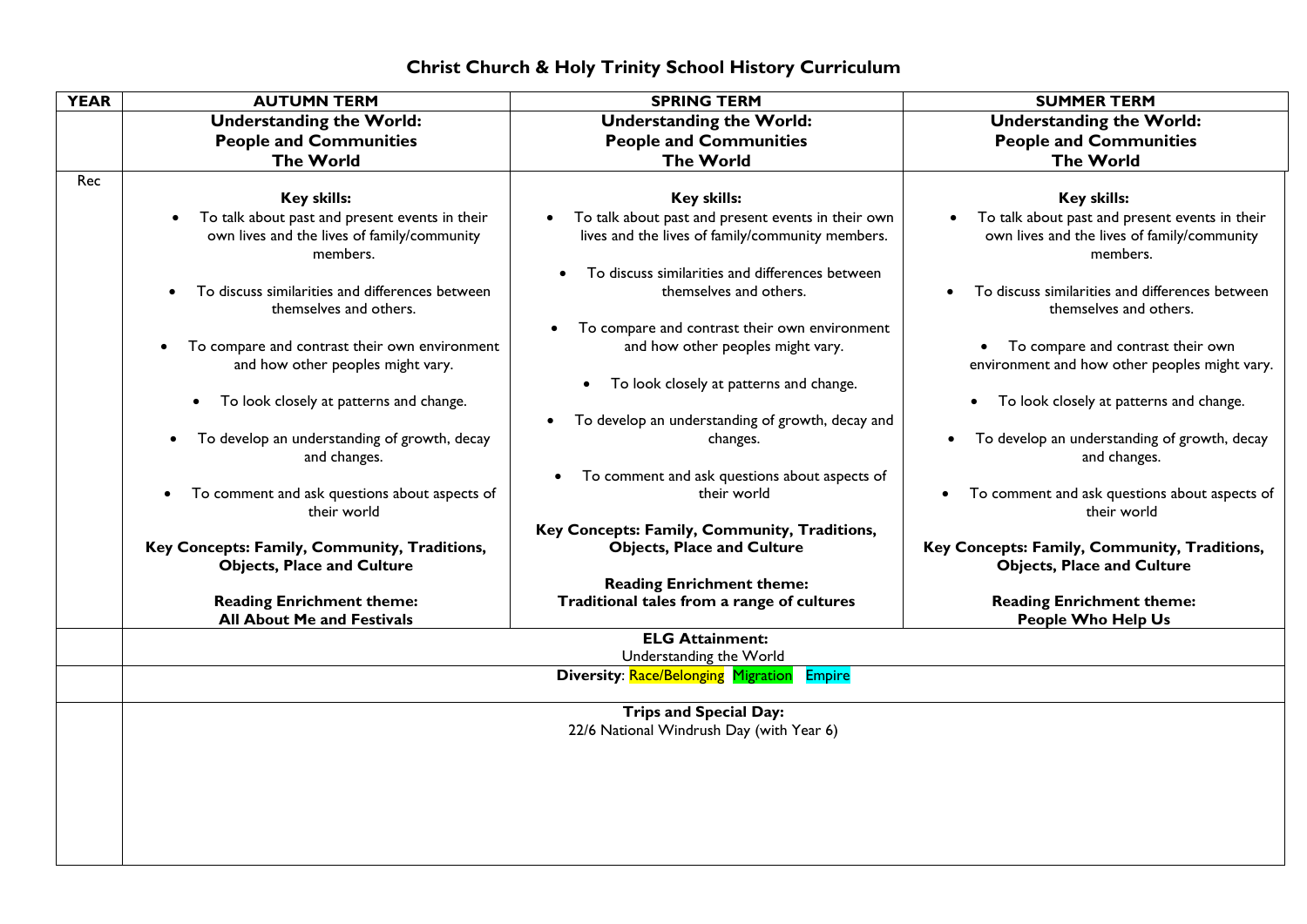# Christ Church & Holy Trinity School History Curriculum

| YEAR | AUTUMN TERM | SPRING TERM | SUMMER TERM |
|---|---|---|---|
| | **Understanding the World: People and Communities The World** | **Understanding the World: People and Communities The World** | **Understanding the World: People and Communities The World** |
| Rec | **Key skills:**<br>• To talk about past and present events in their own lives and the lives of family/community members.<br>• To discuss similarities and differences between themselves and others.<br>• To compare and contrast their own environment and how other peoples might vary.<br>• To look closely at patterns and change.<br>• To develop an understanding of growth, decay and changes.<br>• To comment and ask questions about aspects of their world<br><br>**Key Concepts: Family, Community, Traditions, Objects, Place and Culture**<br><br>**Reading Enrichment theme: All About Me and Festivals** | **Key skills:**<br>• To talk about past and present events in their own lives and the lives of family/community members.<br>• To discuss similarities and differences between themselves and others.<br>• To compare and contrast their own environment and how other peoples might vary.<br>• To look closely at patterns and change.<br>• To develop an understanding of growth, decay and changes.<br>• To comment and ask questions about aspects of their world<br><br>**Key Concepts: Family, Community, Traditions, Objects, Place and Culture**<br><br>**Reading Enrichment theme: Traditional tales from a range of cultures** | **Key skills:**<br>• To talk about past and present events in their own lives and the lives of family/community members.<br>• To discuss similarities and differences between themselves and others.<br>• To compare and contrast their own environment and how other peoples might vary.<br>• To look closely at patterns and change.<br>• To develop an understanding of growth, decay and changes.<br>• To comment and ask questions about aspects of their world<br><br>**Key Concepts: Family, Community, Traditions, Objects, Place and Culture**<br><br>**Reading Enrichment theme: People Who Help Us** |
| | **ELG Attainment:**<br>Understanding the World | | |
| | **Diversity**: Race/Belonging Migration Empire | | |
| | **Trips and Special Day:**<br>22/6 National Windrush Day (with Year 6) | | |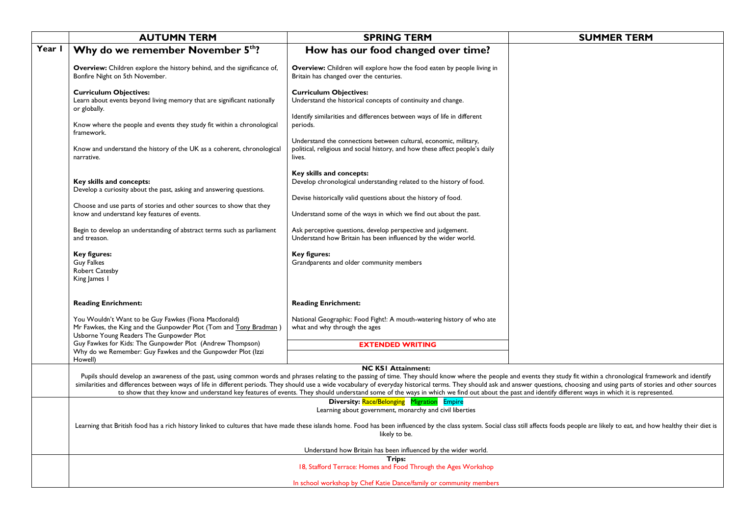| | AUTUMN TERM | SPRING TERM | SUMMER TERM |
|---|---|---|---|
| **Year 1** | **Why do we remember November 5th?**<br><br>**Overview:** Children explore the history behind, and the significance of, Bonfire Night on 5th November.<br><br>**Curriculum Objectives:**<br>Learn about events beyond living memory that are significant nationally or globally.<br><br>Know where the people and events they study fit within a chronological framework.<br><br>Know and understand the history of the UK as a coherent, chronological narrative.<br><br>**Key skills and concepts:**<br>Develop a curiosity about the past, asking and answering questions.<br><br>Choose and use parts of stories and other sources to show that they know and understand key features of events.<br><br>Begin to develop an understanding of abstract terms such as parliament and treason.<br><br>**Key figures:**<br>Guy Falkes<br>Robert Catesby<br>King James I<br><br>**Reading Enrichment:**<br><br>You Wouldn't Want to be Guy Fawkes (Fiona Macdonald)<br>Mr Fawkes, the King and the Gunpowder Plot (Tom and Tony Bradman )<br>Usborne Young Readers The Gunpowder Plot<br>Guy Fawkes for Kids: The Gunpowder Plot (Andrew Thompson)<br>Why do we Remember: Guy Fawkes and the Gunpowder Plot (Izzi Howell) | **How has our food changed over time?**<br><br>**Overview:** Children will explore how the food eaten by people living in Britain has changed over the centuries.<br><br>**Curriculum Objectives:**<br>Understand the historical concepts of continuity and change.<br><br>Identify similarities and differences between ways of life in different periods.<br><br>Understand the connections between cultural, economic, military, political, religious and social history, and how these affect people's daily lives.<br><br>**Key skills and concepts:**<br>Develop chronological understanding related to the history of food.<br><br>Devise historically valid questions about the history of food.<br><br>Understand some of the ways in which we find out about the past.<br><br>Ask perceptive questions, develop perspective and judgement.<br>Understand how Britain has been influenced by the wider world.<br><br>**Key figures:**<br>Grandparents and older community members<br><br>**Reading Enrichment:**<br><br>National Geographic: Food Fight!: A mouth-watering history of who ate what and why through the ages<br><br>**EXTENDED WRITING** | |
| | **NC KS1 Attainment:**<br>Pupils should develop an awareness of the past, using common words and phrases relating to the passing of time. They should know where the people and events they study fit within a chronological framework and identify similarities and differences between ways of life in different periods. They should use a wide vocabulary of everyday historical terms. They should ask and answer questions, choosing and using parts of stories and other sources to show that they know and understand key features of events. They should understand some of the ways in which we find out about the past and identify different ways in which it is represented. | | |
| | **Diversity:** Race/Belonging Migration Empire<br>Learning about government, monarchy and civil liberties<br><br>Learning that British food has a rich history linked to cultures that have made these islands home. Food has been influenced by the class system. Social class still affects foods people are likely to eat, and how healthy their diet is likely to be.<br><br>Understand how Britain has been influenced by the wider world. | | |
| | **Trips:**<br>18, Stafford Terrace: Homes and Food Through the Ages Workshop<br><br>In school workshop by Chef Katie Dance/family or community members | | |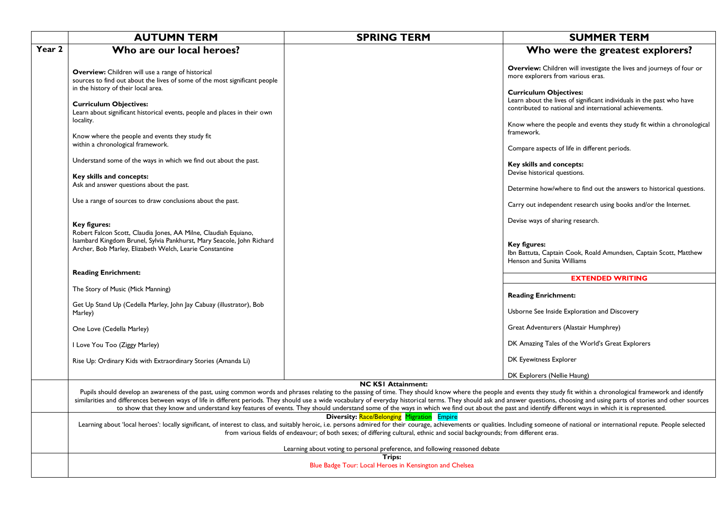| | AUTUMN TERM | SPRING TERM | SUMMER TERM |
|---|---|---|---|
| **Year 2** | **Who are our local heroes?**<br><br>**Overview:** Children will use a range of historical sources to find out about the lives of some of the most significant people in the history of their local area.<br><br>**Curriculum Objectives:**<br>Learn about significant historical events, people and places in their own locality.<br><br>Know where the people and events they study fit within a chronological framework.<br><br>Understand some of the ways in which we find out about the past.<br><br>**Key skills and concepts:**<br>Ask and answer questions about the past.<br><br>Use a range of sources to draw conclusions about the past.<br><br>**Key figures:**<br>Robert Falcon Scott, Claudia Jones, AA Milne, Claudiah Equiano, Isambard Kingdom Brunel, Sylvia Pankhurst, Mary Seacole, John Richard Archer, Bob Marley, Elizabeth Welch, Learie Constantine<br><br>**Reading Enrichment:**<br><br>The Story of Music (Mick Manning)<br><br>Get Up Stand Up (Cedella Marley, John Jay Cabuay (illustrator), Bob Marley)<br><br>One Love (Cedella Marley)<br><br>I Love You Too (Ziggy Marley)<br><br>Rise Up: Ordinary Kids with Extraordinary Stories (Amanda Li) | | **Who were the greatest explorers?**<br><br>**Overview:** Children will investigate the lives and journeys of four or more explorers from various eras.<br><br>**Curriculum Objectives:**<br>Learn about the lives of significant individuals in the past who have contributed to national and international achievements.<br><br>Know where the people and events they study fit within a chronological framework.<br><br>Compare aspects of life in different periods.<br><br>**Key skills and concepts:**<br>Devise historical questions.<br><br>Determine how/where to find out the answers to historical questions.<br><br>Carry out independent research using books and/or the Internet.<br><br>Devise ways of sharing research.<br><br>**Key figures:**<br>Ibn Battuta, Captain Cook, Roald Amundsen, Captain Scott, Matthew Henson and Sunita Williams<br><br>**EXTENDED WRITING**<br><br>**Reading Enrichment:**<br><br>Usborne See Inside Exploration and Discovery<br><br>Great Adventurers (Alastair Humphrey)<br><br>DK Amazing Tales of the World's Great Explorers<br><br>DK Eyewitness Explorer<br><br>DK Explorers (Nellie Haung) |
| | **NC KS1 Attainment:**<br>Pupils should develop an awareness of the past, using common words and phrases relating to the passing of time. They should know where the people and events they study fit within a chronological framework and identify similarities and differences between ways of life in different periods. They should use a wide vocabulary of everyday historical terms. They should ask and answer questions, choosing and using parts of stories and other sources to show that they know and understand key features of events. They should understand some of the ways in which we find out about the past and identify different ways in which it is represented. | | |
| | **Diversity:** Race/Belonging Migration Empire<br>Learning about 'local heroes': locally significant, of interest to class, and suitably heroic, i.e. persons admired for their courage, achievements or qualities. Including someone of national or international repute. People selected from various fields of endeavour; of both sexes; of differing cultural, ethnic and social backgrounds; from different eras.<br><br>Learning about voting to personal preference, and following reasoned debate | | |
| | **Trips:**<br>Blue Badge Tour: Local Heroes in Kensington and Chelsea | | |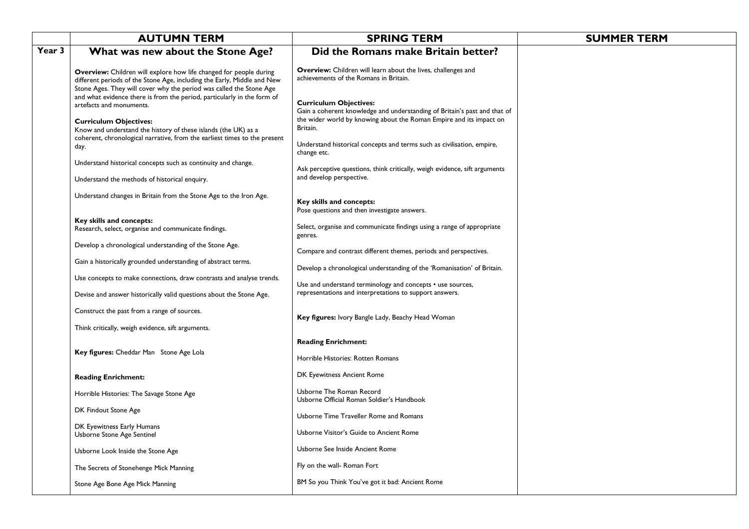| | AUTUMN TERM | SPRING TERM | SUMMER TERM |
|---|---|---|---|
| **Year 3** | **What was new about the Stone Age?**<br><br>**Overview:** Children will explore how life changed for people during different periods of the Stone Age, including the Early, Middle and New Stone Ages. They will cover why the period was called the Stone Age and what evidence there is from the period, particularly in the form of artefacts and monuments.<br><br>**Curriculum Objectives:**<br>Know and understand the history of these islands (the UK) as a coherent, chronological narrative, from the earliest times to the present day.<br><br>Understand historical concepts such as continuity and change.<br><br>Understand the methods of historical enquiry.<br><br>Understand changes in Britain from the Stone Age to the Iron Age.<br><br>**Key skills and concepts:**<br>Research, select, organise and communicate findings.<br><br>Develop a chronological understanding of the Stone Age.<br><br>Gain a historically grounded understanding of abstract terms.<br><br>Use concepts to make connections, draw contrasts and analyse trends.<br><br>Devise and answer historically valid questions about the Stone Age.<br><br>Construct the past from a range of sources.<br><br>Think critically, weigh evidence, sift arguments.<br><br>**Key figures:** Cheddar Man Stone Age Lola<br><br>**Reading Enrichment:**<br><br>Horrible Histories: The Savage Stone Age<br><br>DK Findout Stone Age<br><br>DK Eyewitness Early Humans<br>Usborne Stone Age Sentinel<br><br>Usborne Look Inside the Stone Age<br><br>The Secrets of Stonehenge Mick Manning<br><br>Stone Age Bone Age Mick Manning | **Did the Romans make Britain better?**<br><br>**Overview:** Children will learn about the lives, challenges and achievements of the Romans in Britain.<br><br>**Curriculum Objectives:**<br>Gain a coherent knowledge and understanding of Britain's past and that of the wider world by knowing about the Roman Empire and its impact on Britain.<br><br>Understand historical concepts and terms such as civilisation, empire, change etc.<br><br>Ask perceptive questions, think critically, weigh evidence, sift arguments and develop perspective.<br><br>**Key skills and concepts:**<br>Pose questions and then investigate answers.<br><br>Select, organise and communicate findings using a range of appropriate genres.<br><br>Compare and contrast different themes, periods and perspectives.<br><br>Develop a chronological understanding of the 'Romanisation' of Britain.<br><br>Use and understand terminology and concepts • use sources, representations and interpretations to support answers.<br><br>**Key figures:** Ivory Bangle Lady, Beachy Head Woman<br><br>**Reading Enrichment:**<br><br>Horrible Histories: Rotten Romans<br><br>DK Eyewitness Ancient Rome<br><br>Usborne The Roman Record<br>Usborne Official Roman Soldier's Handbook<br><br>Usborne Time Traveller Rome and Romans<br><br>Usborne Visitor's Guide to Ancient Rome<br><br>Usborne See Inside Ancient Rome<br><br>Fly on the wall- Roman Fort<br><br>BM So you Think You've got it bad: Ancient Rome | |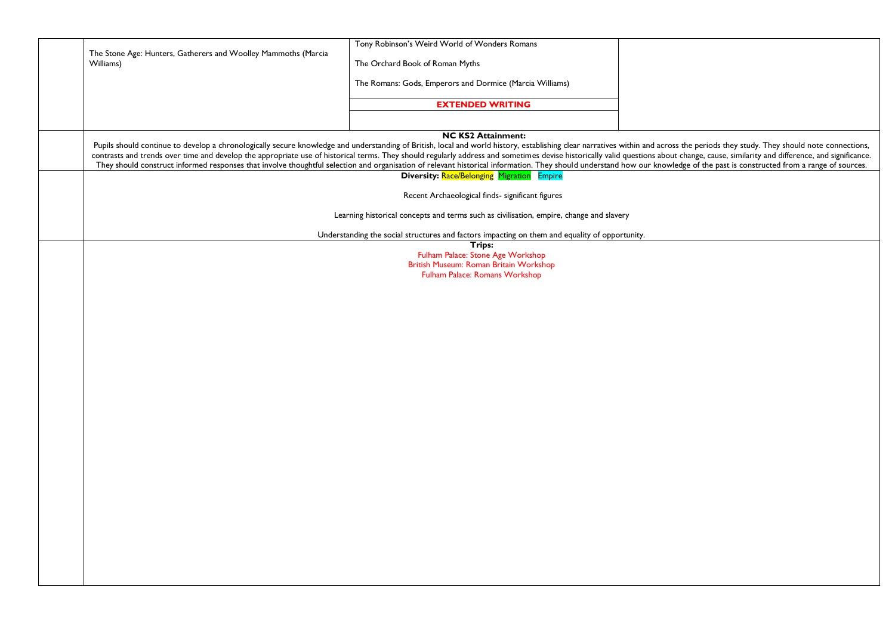| | | | |
|---|---|---|---|
| | The Stone Age: Hunters, Gatherers and Woolley Mammoths (Marcia Williams) | Tony Robinson's Weird World of Wonders Romans<br><br>The Orchard Book of Roman Myths<br><br>The Romans: Gods, Emperors and Dormice (Marcia Williams)<br><br>**EXTENDED WRITING** | |
| | **NC KS2 Attainment:**<br>Pupils should continue to develop a chronologically secure knowledge and understanding of British, local and world history, establishing clear narratives within and across the periods they study. They should note connections, contrasts and trends over time and develop the appropriate use of historical terms. They should regularly address and sometimes devise historically valid questions about change, cause, similarity and difference, and significance. They should construct informed responses that involve thoughtful selection and organisation of relevant historical information. They should understand how our knowledge of the past is constructed from a range of sources. | | |
| | **Diversity:** Race/Belonging Migration Empire<br><br>Recent Archaeological finds- significant figures<br><br>Learning historical concepts and terms such as civilisation, empire, change and slavery<br><br>Understanding the social structures and factors impacting on them and equality of opportunity. | | |
| | **Trips:**<br>Fulham Palace: Stone Age Workshop<br>British Museum: Roman Britain Workshop<br>Fulham Palace: Romans Workshop | | |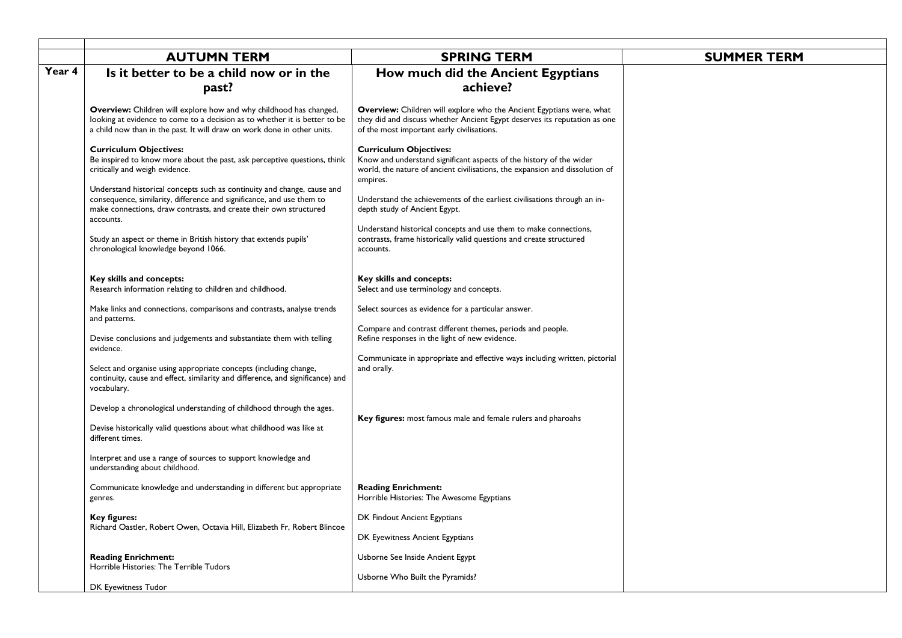| | AUTUMN TERM | SPRING TERM | SUMMER TERM |
|---|---|---|---|
| **Year 4** | **Is it better to be a child now or in the past?**<br><br>**Overview:** Children will explore how and why childhood has changed, looking at evidence to come to a decision as to whether it is better to be a child now than in the past. It will draw on work done in other units.<br><br>**Curriculum Objectives:**<br>Be inspired to know more about the past, ask perceptive questions, think critically and weigh evidence.<br><br>Understand historical concepts such as continuity and change, cause and consequence, similarity, difference and significance, and use them to make connections, draw contrasts, and create their own structured accounts.<br><br>Study an aspect or theme in British history that extends pupils' chronological knowledge beyond 1066.<br><br>**Key skills and concepts:**<br>Research information relating to children and childhood.<br><br>Make links and connections, comparisons and contrasts, analyse trends and patterns.<br><br>Devise conclusions and judgements and substantiate them with telling evidence.<br><br>Select and organise using appropriate concepts (including change, continuity, cause and effect, similarity and difference, and significance) and vocabulary.<br><br>Develop a chronological understanding of childhood through the ages.<br><br>Devise historically valid questions about what childhood was like at different times.<br><br>Interpret and use a range of sources to support knowledge and understanding about childhood.<br><br>Communicate knowledge and understanding in different but appropriate genres.<br><br>**Key figures:**<br>Richard Oastler, Robert Owen, Octavia Hill, Elizabeth Fr, Robert Blincoe<br><br>**Reading Enrichment:**<br>Horrible Histories: The Terrible Tudors<br><br>DK Eyewitness Tudor | **How much did the Ancient Egyptians achieve?**<br><br>**Overview:** Children will explore who the Ancient Egyptians were, what they did and discuss whether Ancient Egypt deserves its reputation as one of the most important early civilisations.<br><br>**Curriculum Objectives:**<br>Know and understand significant aspects of the history of the wider world, the nature of ancient civilisations, the expansion and dissolution of empires.<br><br>Understand the achievements of the earliest civilisations through an in-depth study of Ancient Egypt.<br><br>Understand historical concepts and use them to make connections, contrasts, frame historically valid questions and create structured accounts.<br><br>**Key skills and concepts:**<br>Select and use terminology and concepts.<br><br>Select sources as evidence for a particular answer.<br><br>Compare and contrast different themes, periods and people.<br>Refine responses in the light of new evidence.<br><br>Communicate in appropriate and effective ways including written, pictorial and orally.<br><br>**Key figures:** most famous male and female rulers and pharoahs<br><br>**Reading Enrichment:**<br>Horrible Histories: The Awesome Egyptians<br><br>DK Findout Ancient Egyptians<br><br>DK Eyewitness Ancient Egyptians<br><br>Usborne See Inside Ancient Egypt<br><br>Usborne Who Built the Pyramids? | |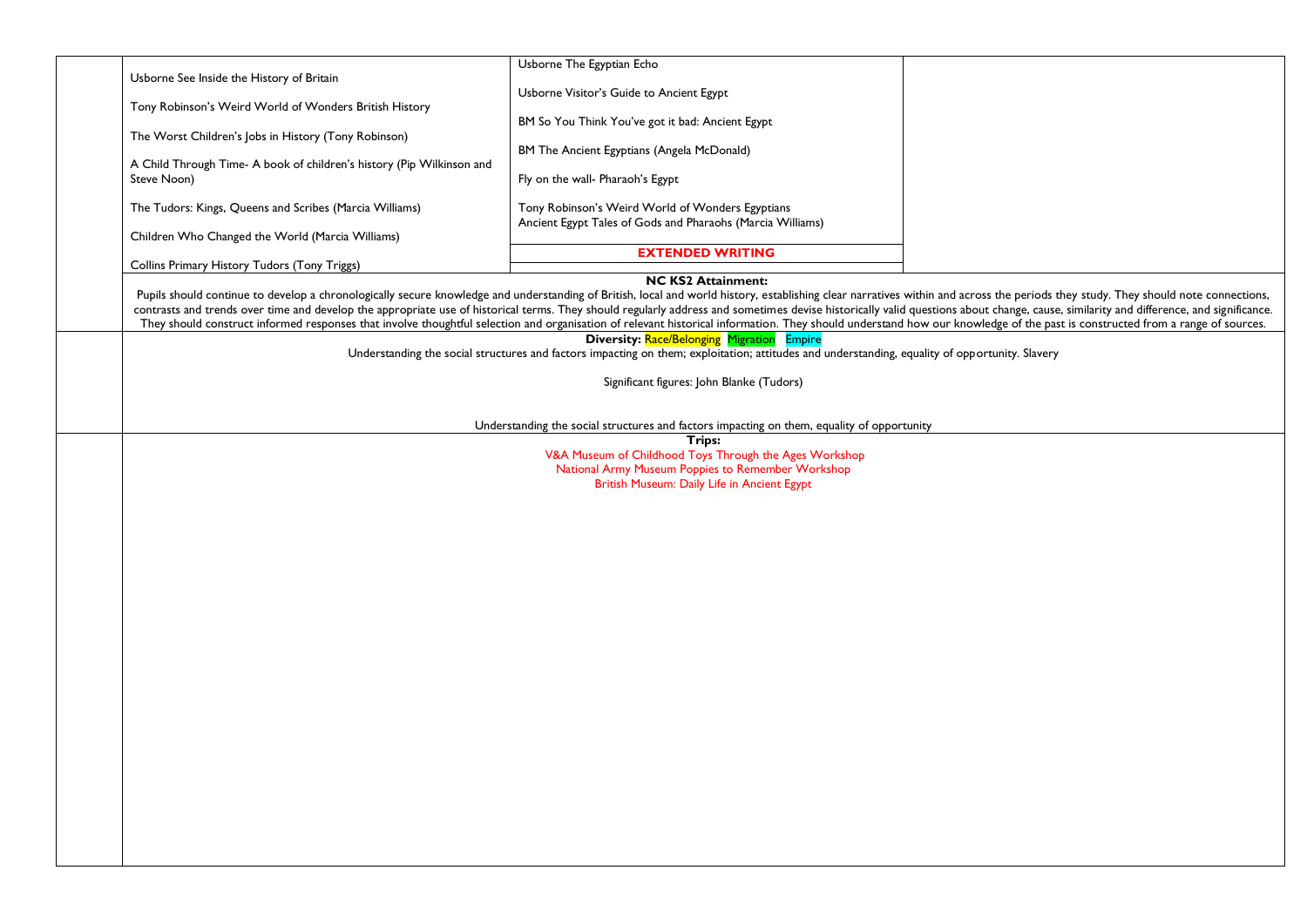| | | | |
|---|---|---|---|
| | Usborne See Inside the History of Britain<br><br>Tony Robinson's Weird World of Wonders British History<br><br>The Worst Children's Jobs in History (Tony Robinson)<br><br>A Child Through Time- A book of children's history (Pip Wilkinson and Steve Noon)<br><br>The Tudors: Kings, Queens and Scribes (Marcia Williams)<br><br>Children Who Changed the World (Marcia Williams)<br><br>Collins Primary History Tudors (Tony Triggs) | Usborne The Egyptian Echo<br><br>Usborne Visitor's Guide to Ancient Egypt<br><br>BM So You Think You've got it bad: Ancient Egypt<br><br>BM The Ancient Egyptians (Angela McDonald)<br><br>Fly on the wall- Pharaoh's Egypt<br><br>Tony Robinson's Weird World of Wonders Egyptians<br>Ancient Egypt Tales of Gods and Pharaohs (Marcia Williams)<br><br>**EXTENDED WRITING** | |
| | **NC KS2 Attainment:**<br>Pupils should continue to develop a chronologically secure knowledge and understanding of British, local and world history, establishing clear narratives within and across the periods they study. They should note connections, contrasts and trends over time and develop the appropriate use of historical terms. They should regularly address and sometimes devise historically valid questions about change, cause, similarity and difference, and significance. They should construct informed responses that involve thoughtful selection and organisation of relevant historical information. They should understand how our knowledge of the past is constructed from a range of sources. | | |
| | **Diversity:** Race/Belonging Migration Empire<br>Understanding the social structures and factors impacting on them; exploitation; attitudes and understanding, equality of opportunity. Slavery<br><br>Significant figures: John Blanke (Tudors)<br><br>Understanding the social structures and factors impacting on them, equality of opportunity | | |
| | **Trips:**<br>V&A Museum of Childhood Toys Through the Ages Workshop<br>National Army Museum Poppies to Remember Workshop<br>British Museum: Daily Life in Ancient Egypt | | |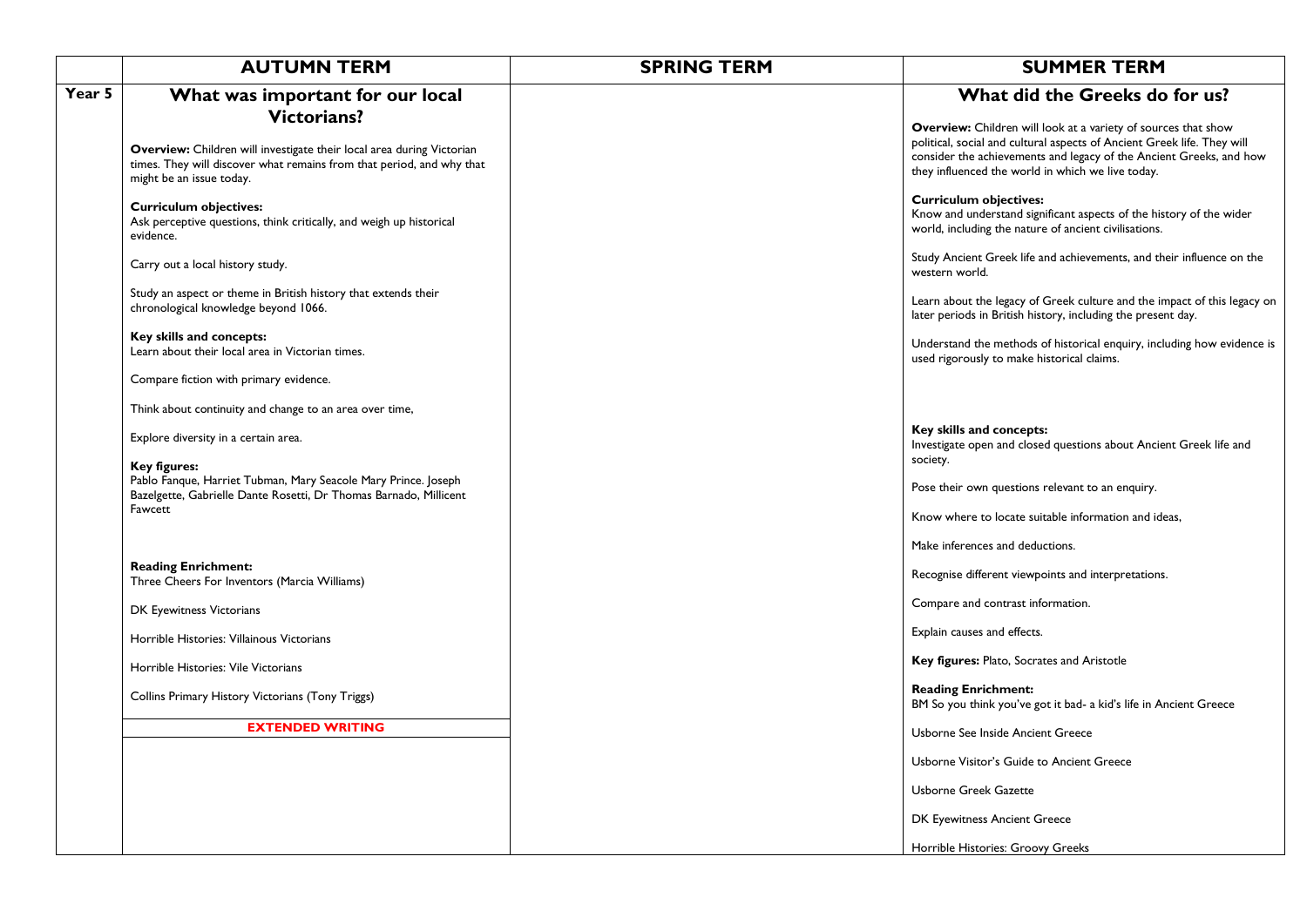| | AUTUMN TERM | SPRING TERM | SUMMER TERM |
|---|---|---|---|
| **Year 5** | **What was important for our local Victorians?**<br><br>**Overview:** Children will investigate their local area during Victorian times. They will discover what remains from that period, and why that might be an issue today.<br><br>**Curriculum objectives:**<br>Ask perceptive questions, think critically, and weigh up historical evidence.<br><br>Carry out a local history study.<br><br>Study an aspect or theme in British history that extends their chronological knowledge beyond 1066.<br><br>**Key skills and concepts:**<br>Learn about their local area in Victorian times.<br><br>Compare fiction with primary evidence.<br><br>Think about continuity and change to an area over time,<br><br>Explore diversity in a certain area.<br><br>**Key figures:**<br>Pablo Fanque, Harriet Tubman, Mary Seacole Mary Prince. Joseph Bazelgette, Gabrielle Dante Rosetti, Dr Thomas Barnado, Millicent Fawcett<br><br>**Reading Enrichment:**<br>Three Cheers For Inventors (Marcia Williams)<br><br>DK Eyewitness Victorians<br><br>Horrible Histories: Villainous Victorians<br><br>Horrible Histories: Vile Victorians<br><br>Collins Primary History Victorians (Tony Triggs)<br><br>**EXTENDED WRITING** | | **What did the Greeks do for us?**<br><br>**Overview:** Children will look at a variety of sources that show political, social and cultural aspects of Ancient Greek life. They will consider the achievements and legacy of the Ancient Greeks, and how they influenced the world in which we live today.<br><br>**Curriculum objectives:**<br>Know and understand significant aspects of the history of the wider world, including the nature of ancient civilisations.<br><br>Study Ancient Greek life and achievements, and their influence on the western world.<br><br>Learn about the legacy of Greek culture and the impact of this legacy on later periods in British history, including the present day.<br><br>Understand the methods of historical enquiry, including how evidence is used rigorously to make historical claims.<br><br>**Key skills and concepts:**<br>Investigate open and closed questions about Ancient Greek life and society.<br><br>Pose their own questions relevant to an enquiry.<br><br>Know where to locate suitable information and ideas,<br><br>Make inferences and deductions.<br><br>Recognise different viewpoints and interpretations.<br><br>Compare and contrast information.<br><br>Explain causes and effects.<br><br>**Key figures:** Plato, Socrates and Aristotle<br><br>**Reading Enrichment:**<br>BM So you think you've got it bad- a kid's life in Ancient Greece<br><br>Usborne See Inside Ancient Greece<br><br>Usborne Visitor's Guide to Ancient Greece<br><br>Usborne Greek Gazette<br><br>DK Eyewitness Ancient Greece<br><br>Horrible Histories: Groovy Greeks |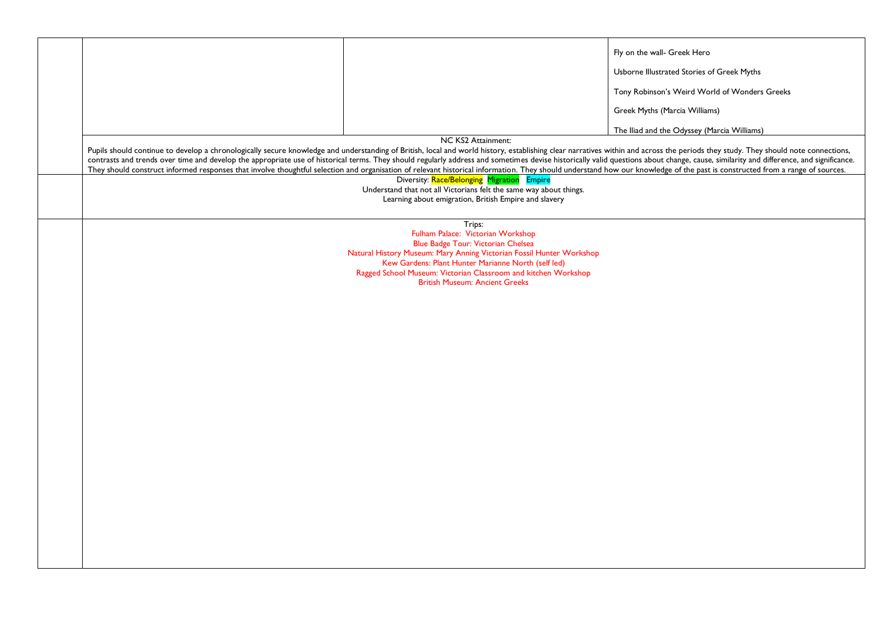| | | | |
|---|---|---|---|
| | | | Fly on the wall- Greek Hero<br><br>Usborne Illustrated Stories of Greek Myths<br><br>Tony Robinson's Weird World of Wonders Greeks<br><br>Greek Myths (Marcia Williams)<br><br>The Iliad and the Odyssey (Marcia Williams) |
| | NC KS2 Attainment:<br>Pupils should continue to develop a chronologically secure knowledge and understanding of British, local and world history, establishing clear narratives within and across the periods they study. They should note connections, contrasts and trends over time and develop the appropriate use of historical terms. They should regularly address and sometimes devise historically valid questions about change, cause, similarity and difference, and significance. They should construct informed responses that involve thoughtful selection and organisation of relevant historical information. They should understand how our knowledge of the past is constructed from a range of sources. | | |
| | Diversity: Race/Belonging Migration Empire<br>Understand that not all Victorians felt the same way about things.<br>Learning about emigration, British Empire and slavery | | |
| | Trips:<br>Fulham Palace: Victorian Workshop<br>Blue Badge Tour: Victorian Chelsea<br>Natural History Museum: Mary Anning Victorian Fossil Hunter Workshop<br>Kew Gardens: Plant Hunter Marianne North (self led)<br>Ragged School Museum: Victorian Classroom and kitchen Workshop<br>British Museum: Ancient Greeks | | |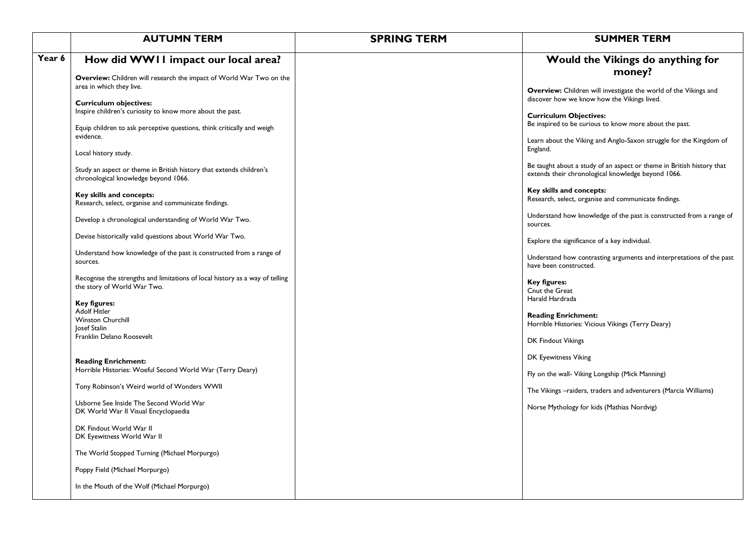| | AUTUMN TERM | SPRING TERM | SUMMER TERM |
|---|---|---|---|
| **Year 6** | **How did WW11 impact our local area?**<br><br>**Overview:** Children will research the impact of World War Two on the area in which they live.<br><br>**Curriculum objectives:**<br>Inspire children's curiosity to know more about the past.<br><br>Equip children to ask perceptive questions, think critically and weigh evidence.<br><br>Local history study.<br><br>Study an aspect or theme in British history that extends children's chronological knowledge beyond 1066.<br><br>**Key skills and concepts:**<br>Research, select, organise and communicate findings.<br><br>Develop a chronological understanding of World War Two.<br><br>Devise historically valid questions about World War Two.<br><br>Understand how knowledge of the past is constructed from a range of sources.<br><br>Recognise the strengths and limitations of local history as a way of telling the story of World War Two.<br><br>**Key figures:**<br>Adolf Hitler<br>Winston Churchill<br>Josef Stalin<br>Franklin Delano Roosevelt<br><br>**Reading Enrichment:**<br>Horrible Histories: Woeful Second World War (Terry Deary)<br><br>Tony Robinson's Weird world of Wonders WWII<br><br>Usborne See Inside The Second World War<br>DK World War II Visual Encyclopaedia<br><br>DK Findout World War II<br>DK Eyewitness World War II<br><br>The World Stopped Turning (Michael Morpurgo)<br><br>Poppy Field (Michael Morpurgo)<br><br>In the Mouth of the Wolf (Michael Morpurgo) | | **Would the Vikings do anything for money?**<br><br>**Overview:** Children will investigate the world of the Vikings and discover how we know how the Vikings lived.<br><br>**Curriculum Objectives:**<br>Be inspired to be curious to know more about the past.<br><br>Learn about the Viking and Anglo-Saxon struggle for the Kingdom of England.<br><br>Be taught about a study of an aspect or theme in British history that extends their chronological knowledge beyond 1066.<br><br>**Key skills and concepts:**<br>Research, select, organise and communicate findings.<br><br>Understand how knowledge of the past is constructed from a range of sources.<br><br>Explore the significance of a key individual.<br><br>Understand how contrasting arguments and interpretations of the past have been constructed.<br><br>**Key figures:**<br>Cnut the Great<br>Harald Hardrada<br><br>**Reading Enrichment:**<br>Horrible Histories: Vicious Vikings (Terry Deary)<br><br>DK Findout Vikings<br><br>DK Eyewitness Viking<br><br>Fly on the wall- Viking Longship (Mick Manning)<br><br>The Vikings –raiders, traders and adventurers (Marcia Williams)<br><br>Norse Mythology for kids (Mathias Nordvig) |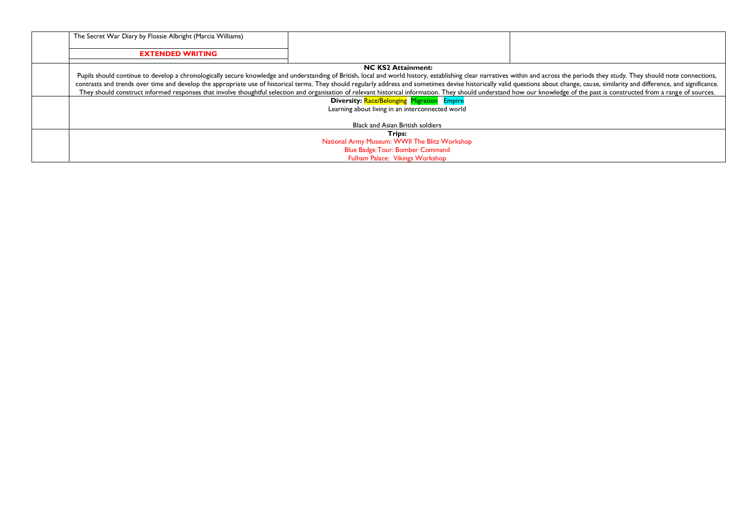| | | | |
|---|---|---|---|
| | The Secret War Diary by Flossie Albright (Marcia Williams)<br><br>**EXTENDED WRITING** | | |
| | **NC KS2 Attainment:**<br>Pupils should continue to develop a chronologically secure knowledge and understanding of British, local and world history, establishing clear narratives within and across the periods they study. They should note connections, contrasts and trends over time and develop the appropriate use of historical terms. They should regularly address and sometimes devise historically valid questions about change, cause, similarity and difference, and significance. They should construct informed responses that involve thoughtful selection and organisation of relevant historical information. They should understand how our knowledge of the past is constructed from a range of sources. | | |
| | **Diversity:** Race/Belonging Migration Empire<br>Learning about living in an interconnected world<br><br>Black and Asian British soldiers | | |
| | **Trips:**<br>National Army Museum: WWII The Blitz Workshop<br>Blue Badge Tour: Bomber Command<br>Fulham Palace: Vikings Workshop | | |